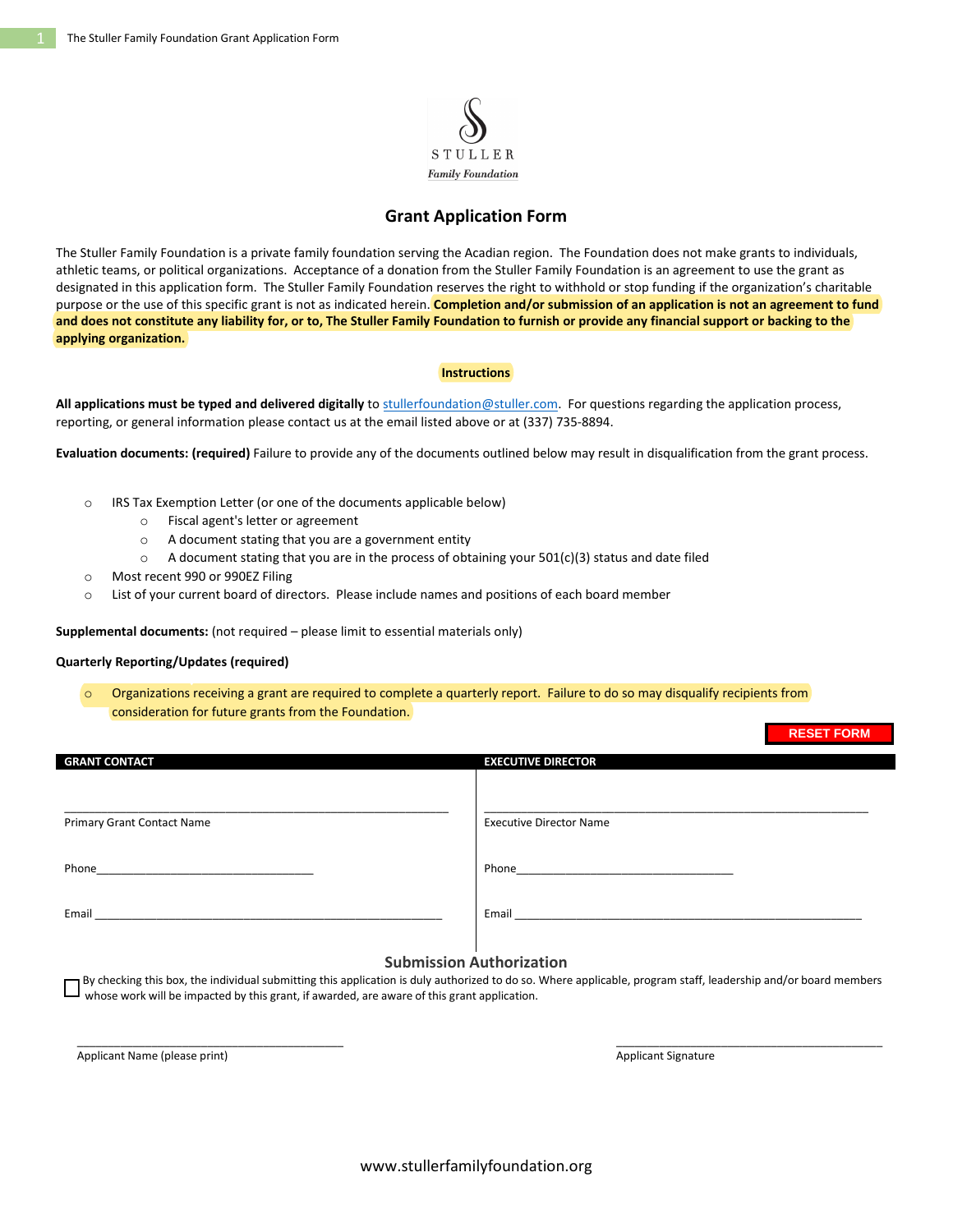STULLER

*Family Foundation*

# Grant Application Form

The Stuller Family Foundation is a private family foundation serving the Acadian region. The Foundation does not make grants to individuals, athletic teams, or political organizations. Acceptance of a donation from the Stuller Family Foundation is an agreement to use the grant as designated in this application form. The Stuller Family Foundation reserves the right to withhold or stop funding if the organization's charitable purpose or the use of this specific grant is not as indicated herein. **Completion and/or submission of an application is not an agreement to fund and does not constitute any liability for, or to, The Stuller Family Foundation to furnish or provide any financial support or backing to the applying organization.**

## Instructions

**All applications must be typed and delivered digitally** to stullerfoundation@stuller.com. For questions regarding the application process, reporting, or general information please contact us at the email listed above or at (337) 735-8894.

**Evaluation documents: (required)** Failure to provide any of the documents outlined below may result in disqualification from the grant process.

- IRS Tax Exemption Letter (or one of the documents applicable below)
  - Fiscal agent's letter or agreement
  - A document stating that you are a government entity
  - A document stating that you are in the process of obtaining your 501(c)(3) status and date filed
- Most recent 990 or 990EZ Filing
- List of your current board of directors. Please include names and positions of each board member

**Supplemental documents:** (not required – please limit to essential materials only)

**Quarterly Reporting/Updates (required)**

- Organizations receiving a grant are required to complete a quarterly report. Failure to do so may disqualify recipients from consideration for future grants from the Foundation.

RESET FORM

| GRANT CONTACT | EXECUTIVE DIRECTOR |
|---|---|
| ______________________________ Primary Grant Contact Name | ______________________________ Executive Director Name |
| Phone______________________ | Phone______________________ |
| Email ______________________ | Email ______________________ |

## Submission Authorization

☐ By checking this box, the individual submitting this application is duly authorized to do so. Where applicable, program staff, leadership and/or board members whose work will be impacted by this grant, if awarded, are aware of this grant application.

______________________________ Applicant Name (please print)

______________________________ Applicant Signature

www.stullerfamilyfoundation.org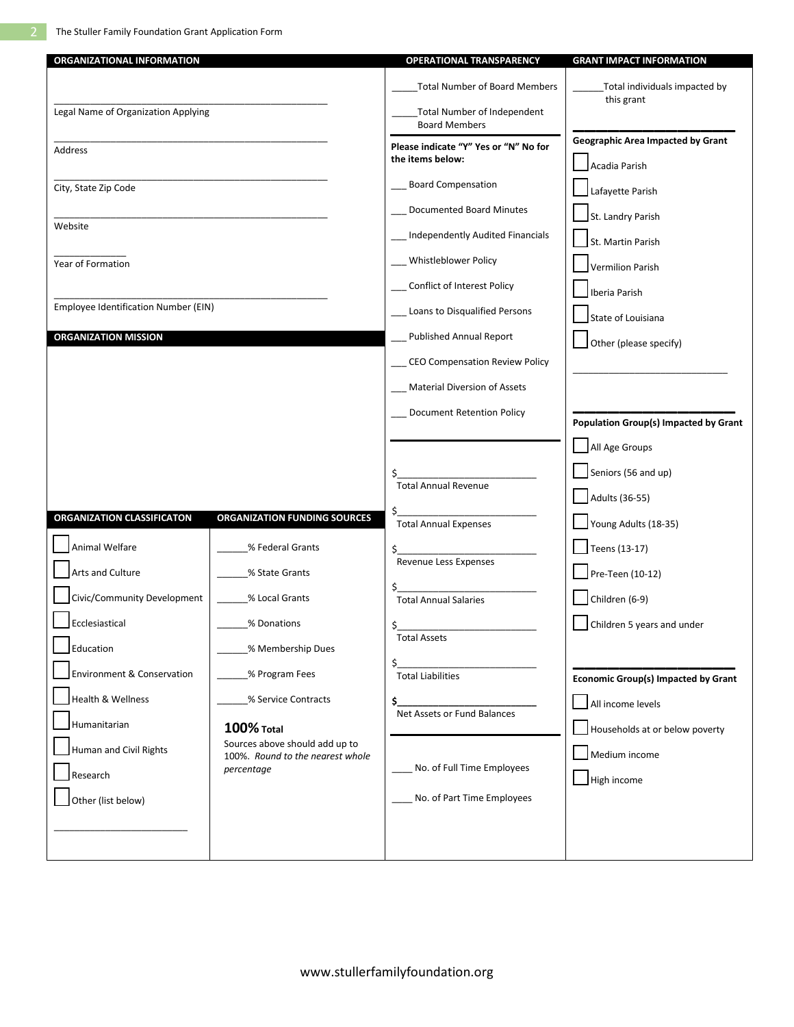## ORGANIZATIONAL INFORMATION

\_\_\_\_\_\_\_\_\_\_\_\_\_\_\_\_\_\_\_\_\_\_\_\_\_\_\_\_\_\_\_\_\_\_\_\_\_\_\_\_\_\_\_\_\_\_\_\_
Legal Name of Organization Applying

\_\_\_\_\_\_\_\_\_\_\_\_\_\_\_\_\_\_\_\_\_\_\_\_\_\_\_\_\_\_\_\_\_\_\_\_\_\_\_\_\_\_\_\_\_\_\_\_
Address

\_\_\_\_\_\_\_\_\_\_\_\_\_\_\_\_\_\_\_\_\_\_\_\_\_\_\_\_\_\_\_\_\_\_\_\_\_\_\_\_\_\_\_\_\_\_\_\_
City, State Zip Code

\_\_\_\_\_\_\_\_\_\_\_\_\_\_\_\_\_\_\_\_\_\_\_\_\_\_\_\_\_\_\_\_\_\_\_\_\_\_\_\_\_\_\_\_\_\_\_\_
Website

\_\_\_\_\_\_\_\_\_\_\_\_\_\_
Year of Formation

\_\_\_\_\_\_\_\_\_\_\_\_\_\_\_\_\_\_\_\_\_\_\_\_\_\_\_\_\_\_\_\_\_\_\_\_\_\_\_\_\_\_\_\_\_\_\_\_
Employee Identification Number (EIN)

## ORGANIZATION MISSION

## ORGANIZATION CLASSIFICATON

- ☐ Animal Welfare
- ☐ Arts and Culture
- ☐ Civic/Community Development
- ☐ Ecclesiastical
- ☐ Education
- ☐ Environment & Conservation
- ☐ Health & Wellness
- ☐ Humanitarian
- ☐ Human and Civil Rights
- ☐ Research
- ☐ Other (list below)

\_\_\_\_\_\_\_\_\_\_\_\_\_\_\_\_\_\_\_\_\_\_\_\_\_

## ORGANIZATION FUNDING SOURCES

- \_\_\_\_\_\_% Federal Grants
- \_\_\_\_\_\_% State Grants
- \_\_\_\_\_\_% Local Grants
- \_\_\_\_\_\_% Donations
- \_\_\_\_\_\_% Membership Dues
- \_\_\_\_\_\_% Program Fees
- \_\_\_\_\_\_% Service Contracts

**100%** **Total**

Sources above should add up to 100%. *Round to the nearest whole percentage*

## OPERATIONAL TRANSPARENCY

\_\_\_\_\_Total Number of Board Members

\_\_\_\_\_Total Number of Independent Board Members

**Please indicate "Y" Yes or "N" No for the items below:**

- \_\_\_ Board Compensation
- \_\_\_ Documented Board Minutes
- \_\_\_ Independently Audited Financials
- \_\_\_ Whistleblower Policy
- \_\_\_ Conflict of Interest Policy
- \_\_\_ Loans to Disqualified Persons
- \_\_\_ Published Annual Report
- \_\_\_ CEO Compensation Review Policy
- \_\_\_ Material Diversion of Assets
- \_\_\_ Document Retention Policy

$\_\_\_\_\_\_\_\_\_\_\_\_\_\_\_\_\_\_\_\_\_\_\_\_\_\_
Total Annual Revenue

$\_\_\_\_\_\_\_\_\_\_\_\_\_\_\_\_\_\_\_\_\_\_\_\_\_\_
Total Annual Expenses

$\_\_\_\_\_\_\_\_\_\_\_\_\_\_\_\_\_\_\_\_\_\_\_\_\_\_
Revenue Less Expenses

$\_\_\_\_\_\_\_\_\_\_\_\_\_\_\_\_\_\_\_\_\_\_\_\_\_\_
Total Annual Salaries

$\_\_\_\_\_\_\_\_\_\_\_\_\_\_\_\_\_\_\_\_\_\_\_\_\_\_
Total Assets

$\_\_\_\_\_\_\_\_\_\_\_\_\_\_\_\_\_\_\_\_\_\_\_\_\_\_
Total Liabilities

**$\_\_\_\_\_\_\_\_\_\_\_\_\_\_\_\_\_\_\_\_\_\_\_\_\_\_**
Net Assets or Fund Balances

\_\_\_\_ No. of Full Time Employees

\_\_\_\_ No. of Part Time Employees

## GRANT IMPACT INFORMATION

\_\_\_\_\_\_Total individuals impacted by this grant

**Geographic Area Impacted by Grant**

- ☐ Acadia Parish
- ☐ Lafayette Parish
- ☐ St. Landry Parish
- ☐ St. Martin Parish
- ☐ Vermilion Parish
- ☐ Iberia Parish
- ☐ State of Louisiana
- ☐ Other (please specify)

\_\_\_\_\_\_\_\_\_\_\_\_\_\_\_\_\_\_\_\_\_\_\_\_\_\_\_\_\_\_

**Population Group(s) Impacted by Grant**

- ☐ All Age Groups
- ☐ Seniors (56 and up)
- ☐ Adults (36-55)
- ☐ Young Adults (18-35)
- ☐ Teens (13-17)
- ☐ Pre-Teen (10-12)
- ☐ Children (6-9)
- ☐ Children 5 years and under

**Economic Group(s) Impacted by Grant**

- ☐ All income levels
- ☐ Households at or below poverty
- ☐ Medium income
- ☐ High income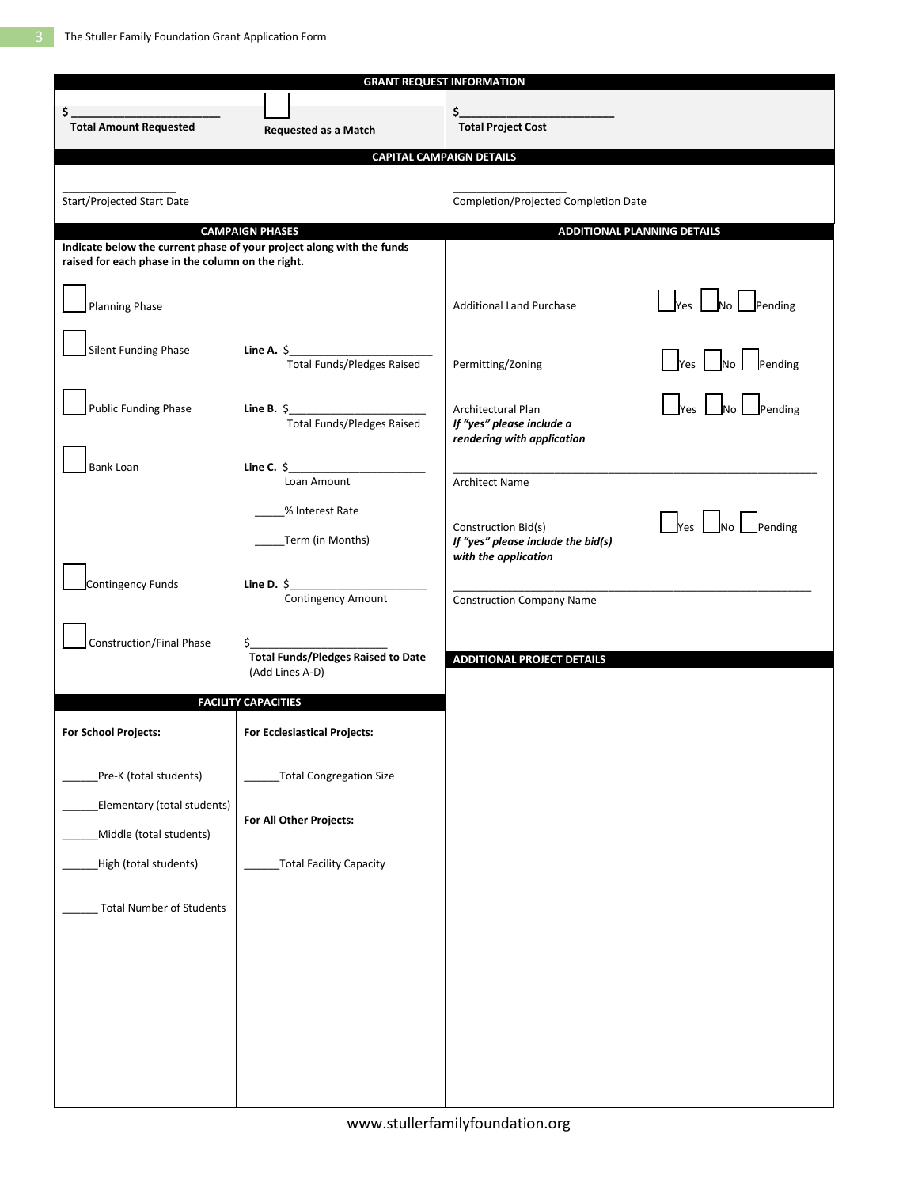## GRANT REQUEST INFORMATION

$ ________________________
**Total Amount Requested**

☐ **Requested as a Match**

$________________________
**Total Project Cost**

## CAPITAL CAMPAIGN DETAILS

___________________
Start/Projected Start Date

___________________
Completion/Projected Completion Date

### CAMPAIGN PHASES

**Indicate below the current phase of your project along with the funds raised for each phase in the column on the right.**

☐ Planning Phase

☐ Silent Funding Phase — **Line A.** $________________________ Total Funds/Pledges Raised

☐ Public Funding Phase — **Line B.** $________________________ Total Funds/Pledges Raised

☐ Bank Loan — **Line C.** $________________________ Loan Amount

_____% Interest Rate

_____Term (in Months)

☐ Contingency Funds — **Line D.** $________________________ Contingency Amount

☐ Construction/Final Phase — $_______________________ **Total Funds/Pledges Raised to Date** (Add Lines A-D)

### ADDITIONAL PLANNING DETAILS

Additional Land Purchase ☐ Yes ☐ No ☐ Pending

Permitting/Zoning ☐ Yes ☐ No ☐ Pending

Architectural Plan ☐ Yes ☐ No ☐ Pending
***If "yes" please include a rendering with application***

____________________________________________________________
Architect Name

Construction Bid(s) ☐ Yes ☐ No ☐ Pending
***If "yes" please include the bid(s) with the application***

____________________________________________________________
Construction Company Name

### FACILITY CAPACITIES

**For School Projects:**

______Pre-K (total students)

______Elementary (total students)

______Middle (total students)

______High (total students)

______ Total Number of Students

**For Ecclesiastical Projects:**

______Total Congregation Size

**For All Other Projects:**

______Total Facility Capacity

### ADDITIONAL PROJECT DETAILS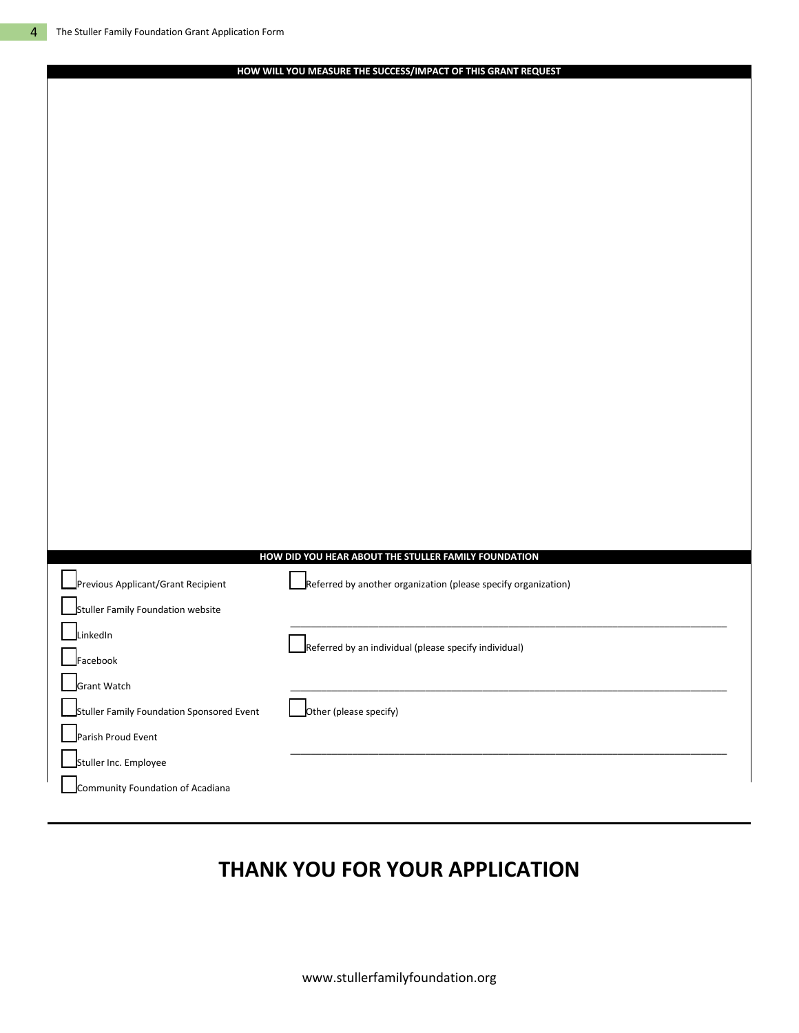## HOW WILL YOU MEASURE THE SUCCESS/IMPACT OF THIS GRANT REQUEST

## HOW DID YOU HEAR ABOUT THE STULLER FAMILY FOUNDATION

- ☐ Previous Applicant/Grant Recipient
- ☐ Stuller Family Foundation website
- ☐ LinkedIn
- ☐ Facebook
- ☐ Grant Watch
- ☐ Stuller Family Foundation Sponsored Event
- ☐ Parish Proud Event
- ☐ Stuller Inc. Employee
- ☐ Community Foundation of Acadiana
- ☐ Referred by another organization (please specify organization)

  ______________________________________________________________________________

- ☐ Referred by an individual (please specify individual)

  ______________________________________________________________________________

- ☐ Other (please specify)

  ______________________________________________________________________________

# THANK YOU FOR YOUR APPLICATION

www.stullerfamilyfoundation.org